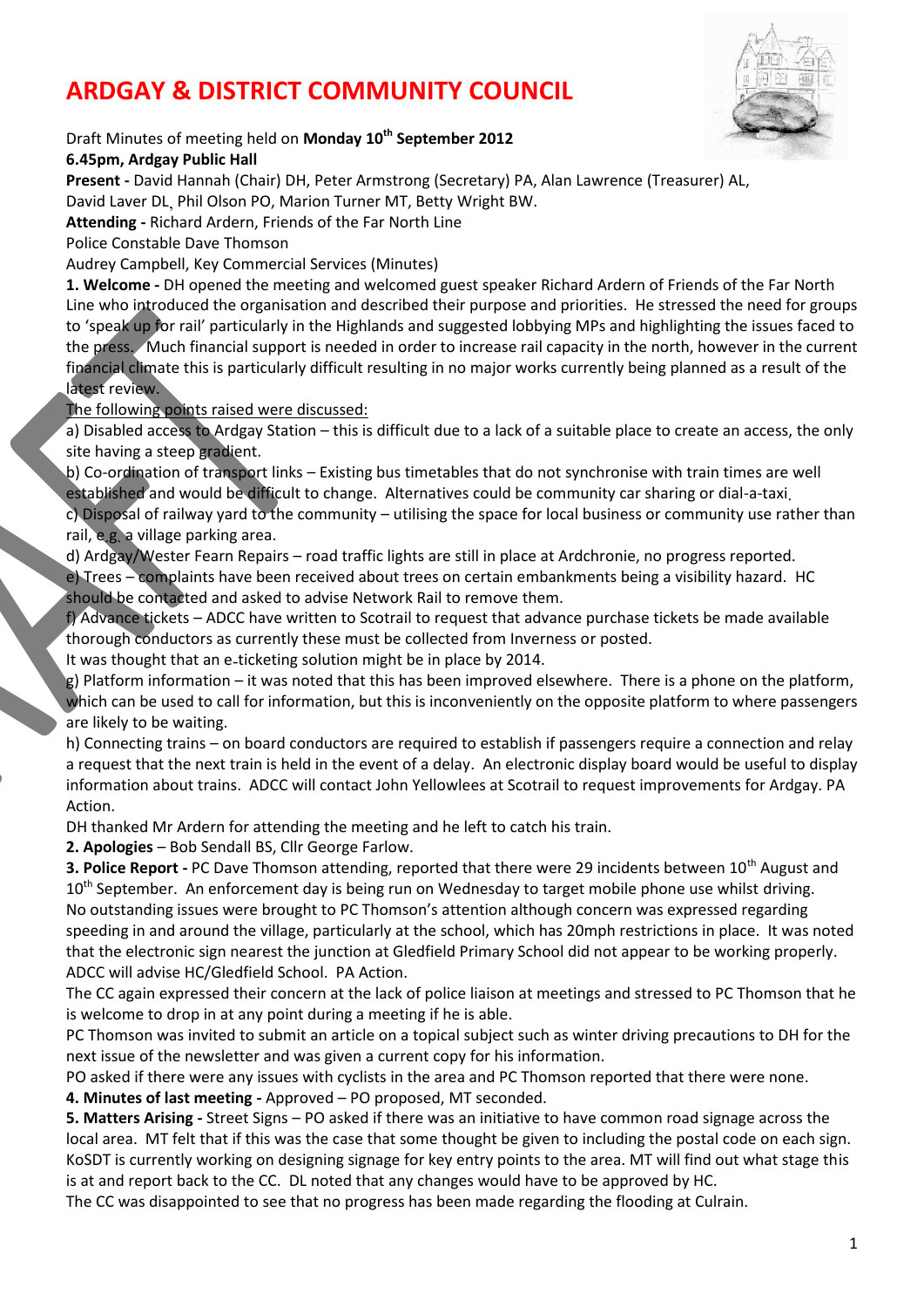# ARDGAY & DISTRICT COMMUNITY COUNCIL

Draft Minutes of meeting held on **Monday 10th September 2012**
**6.45pm, Ardgay Public Hall**

**Present -** David Hannah (Chair) DH, Peter Armstrong (Secretary) PA, Alan Lawrence (Treasurer) AL, David Laver DL, Phil Olson PO, Marion Turner MT, Betty Wright BW.

**Attending -** Richard Ardern, Friends of the Far North Line
Police Constable Dave Thomson
Audrey Campbell, Key Commercial Services (Minutes)

**1. Welcome -** DH opened the meeting and welcomed guest speaker Richard Ardern of Friends of the Far North Line who introduced the organisation and described their purpose and priorities. He stressed the need for groups to 'speak up for rail' particularly in the Highlands and suggested lobbying MPs and highlighting the issues faced to the press. Much financial support is needed in order to increase rail capacity in the north, however in the current financial climate this is particularly difficult resulting in no major works currently being planned as a result of the latest review.

The following points raised were discussed:

a) Disabled access to Ardgay Station – this is difficult due to a lack of a suitable place to create an access, the only site having a steep gradient.
b) Co-ordination of transport links – Existing bus timetables that do not synchronise with train times are well established and would be difficult to change. Alternatives could be community car sharing or dial-a-taxi.
c) Disposal of railway yard to the community – utilising the space for local business or community use rather than rail, e.g. a village parking area.
d) Ardgay/Wester Fearn Repairs – road traffic lights are still in place at Ardchronie, no progress reported.
e) Trees – complaints have been received about trees on certain embankments being a visibility hazard. HC should be contacted and asked to advise Network Rail to remove them.
f) Advance tickets – ADCC have written to Scotrail to request that advance purchase tickets be made available thorough conductors as currently these must be collected from Inverness or posted.
It was thought that an e-ticketing solution might be in place by 2014.
g) Platform information – it was noted that this has been improved elsewhere. There is a phone on the platform, which can be used to call for information, but this is inconveniently on the opposite platform to where passengers are likely to be waiting.
h) Connecting trains – on board conductors are required to establish if passengers require a connection and relay a request that the next train is held in the event of a delay. An electronic display board would be useful to display information about trains. ADCC will contact John Yellowlees at Scotrail to request improvements for Ardgay. PA Action.

DH thanked Mr Ardern for attending the meeting and he left to catch his train.

**2. Apologies** – Bob Sendall BS, Cllr George Farlow.

**3. Police Report -** PC Dave Thomson attending, reported that there were 29 incidents between 10th August and 10th September. An enforcement day is being run on Wednesday to target mobile phone use whilst driving.
No outstanding issues were brought to PC Thomson's attention although concern was expressed regarding speeding in and around the village, particularly at the school, which has 20mph restrictions in place. It was noted that the electronic sign nearest the junction at Gledfield Primary School did not appear to be working properly. ADCC will advise HC/Gledfield School. PA Action.
The CC again expressed their concern at the lack of police liaison at meetings and stressed to PC Thomson that he is welcome to drop in at any point during a meeting if he is able.
PC Thomson was invited to submit an article on a topical subject such as winter driving precautions to DH for the next issue of the newsletter and was given a current copy for his information.
PO asked if there were any issues with cyclists in the area and PC Thomson reported that there were none.

**4. Minutes of last meeting -** Approved – PO proposed, MT seconded.

**5. Matters Arising -** Street Signs – PO asked if there was an initiative to have common road signage across the local area. MT felt that if this was the case that some thought be given to including the postal code on each sign. KoSDT is currently working on designing signage for key entry points to the area. MT will find out what stage this is at and report back to the CC. DL noted that any changes would have to be approved by HC.
The CC was disappointed to see that no progress has been made regarding the flooding at Culrain.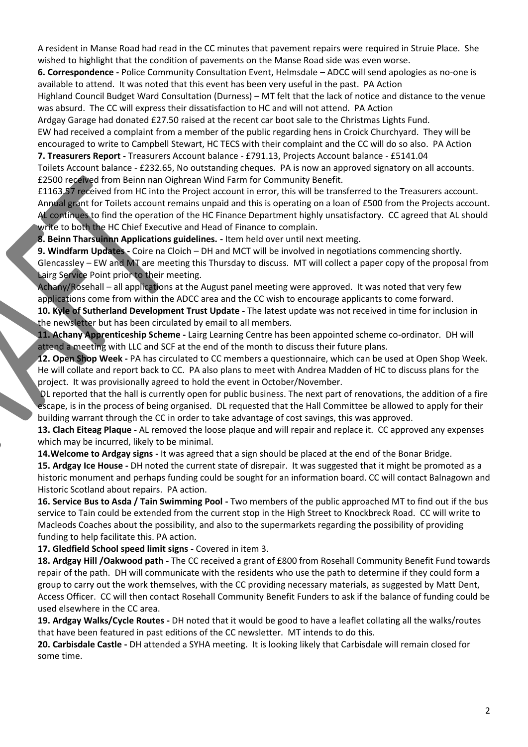A resident in Manse Road had read in the CC minutes that pavement repairs were required in Struie Place. She wished to highlight that the condition of pavements on the Manse Road side was even worse.

**6. Correspondence -** Police Community Consultation Event, Helmsdale – ADCC will send apologies as no-one is available to attend. It was noted that this event has been very useful in the past. PA Action

Highland Council Budget Ward Consultation (Durness) – MT felt that the lack of notice and distance to the venue was absurd. The CC will express their dissatisfaction to HC and will not attend. PA Action

Ardgay Garage had donated £27.50 raised at the recent car boot sale to the Christmas Lights Fund.

EW had received a complaint from a member of the public regarding hens in Croick Churchyard. They will be encouraged to write to Campbell Stewart, HC TECS with their complaint and the CC will do so also. PA Action

**7. Treasurers Report -** Treasurers Account balance - £791.13, Projects Account balance - £5141.04

Toilets Account balance - £232.65, No outstanding cheques. PA is now an approved signatory on all accounts.

£2500 received from Beinn nan Oighrean Wind Farm for Community Benefit.

£1163.57 received from HC into the Project account in error, this will be transferred to the Treasurers account.

Annual grant for Toilets account remains unpaid and this is operating on a loan of £500 from the Projects account.

AL continues to find the operation of the HC Finance Department highly unsatisfactory. CC agreed that AL should write to both the HC Chief Executive and Head of Finance to complain.

**8. Beinn Tharsuinnn Applications guidelines. -** Item held over until next meeting.

**9. Windfarm Updates -** Coire na Cloich – DH and MCT will be involved in negotiations commencing shortly.

Glencassley – EW and MT are meeting this Thursday to discuss. MT will collect a paper copy of the proposal from Lairg Service Point prior to their meeting.

Achany/Rosehall – all applications at the August panel meeting were approved. It was noted that very few applications come from within the ADCC area and the CC wish to encourage applicants to come forward.

**10. Kyle of Sutherland Development Trust Update -** The latest update was not received in time for inclusion in the newsletter but has been circulated by email to all members.

**11. Achany Apprenticeship Scheme -** Lairg Learning Centre has been appointed scheme co-ordinator. DH will attend a meeting with LLC and SCF at the end of the month to discuss their future plans.

**12. Open Shop Week -** PA has circulated to CC members a questionnaire, which can be used at Open Shop Week. He will collate and report back to CC. PA also plans to meet with Andrea Madden of HC to discuss plans for the project. It was provisionally agreed to hold the event in October/November.

DL reported that the hall is currently open for public business. The next part of renovations, the addition of a fire escape, is in the process of being organised. DL requested that the Hall Committee be allowed to apply for their building warrant through the CC in order to take advantage of cost savings, this was approved.

**13. Clach Eiteag Plaque -** AL removed the loose plaque and will repair and replace it. CC approved any expenses which may be incurred, likely to be minimal.

**14.Welcome to Ardgay signs -** It was agreed that a sign should be placed at the end of the Bonar Bridge.

**15. Ardgay Ice House -** DH noted the current state of disrepair. It was suggested that it might be promoted as a historic monument and perhaps funding could be sought for an information board. CC will contact Balnagown and Historic Scotland about repairs. PA action.

**16. Service Bus to Asda / Tain Swimming Pool -** Two members of the public approached MT to find out if the bus service to Tain could be extended from the current stop in the High Street to Knockbreck Road. CC will write to Macleods Coaches about the possibility, and also to the supermarkets regarding the possibility of providing funding to help facilitate this. PA action.

**17. Gledfield School speed limit signs -** Covered in item 3.

**18. Ardgay Hill /Oakwood path -** The CC received a grant of £800 from Rosehall Community Benefit Fund towards repair of the path. DH will communicate with the residents who use the path to determine if they could form a group to carry out the work themselves, with the CC providing necessary materials, as suggested by Matt Dent, Access Officer. CC will then contact Rosehall Community Benefit Funders to ask if the balance of funding could be used elsewhere in the CC area.

**19. Ardgay Walks/Cycle Routes -** DH noted that it would be good to have a leaflet collating all the walks/routes that have been featured in past editions of the CC newsletter. MT intends to do this.

**20. Carbisdale Castle -** DH attended a SYHA meeting. It is looking likely that Carbisdale will remain closed for some time.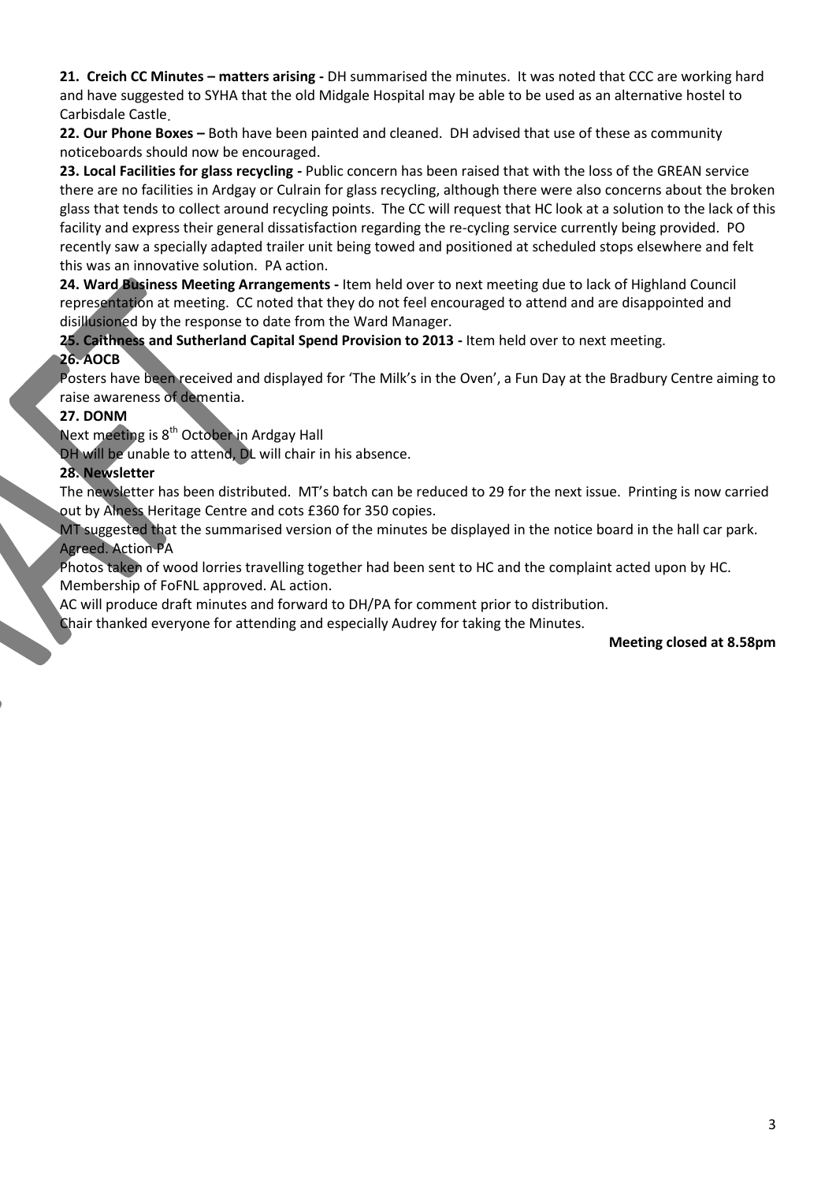**21. Creich CC Minutes – matters arising -** DH summarised the minutes. It was noted that CCC are working hard and have suggested to SYHA that the old Midgale Hospital may be able to be used as an alternative hostel to Carbisdale Castle.

**22. Our Phone Boxes –** Both have been painted and cleaned. DH advised that use of these as community noticeboards should now be encouraged.

**23. Local Facilities for glass recycling -** Public concern has been raised that with the loss of the GREAN service there are no facilities in Ardgay or Culrain for glass recycling, although there were also concerns about the broken glass that tends to collect around recycling points. The CC will request that HC look at a solution to the lack of this facility and express their general dissatisfaction regarding the re-cycling service currently being provided. PO recently saw a specially adapted trailer unit being towed and positioned at scheduled stops elsewhere and felt this was an innovative solution. PA action.

**24. Ward Business Meeting Arrangements -** Item held over to next meeting due to lack of Highland Council representation at meeting. CC noted that they do not feel encouraged to attend and are disappointed and disillusioned by the response to date from the Ward Manager.

**25. Caithness and Sutherland Capital Spend Provision to 2013 -** Item held over to next meeting.

**26. AOCB**

Posters have been received and displayed for 'The Milk's in the Oven', a Fun Day at the Bradbury Centre aiming to raise awareness of dementia.

**27. DONM**

Next meeting is 8th October in Ardgay Hall

DH will be unable to attend, DL will chair in his absence.

**28. Newsletter**

The newsletter has been distributed. MT's batch can be reduced to 29 for the next issue. Printing is now carried out by Alness Heritage Centre and cots £360 for 350 copies.

MT suggested that the summarised version of the minutes be displayed in the notice board in the hall car park. Agreed. Action PA

Photos taken of wood lorries travelling together had been sent to HC and the complaint acted upon by HC.

Membership of FoFNL approved. AL action.

AC will produce draft minutes and forward to DH/PA for comment prior to distribution.

Chair thanked everyone for attending and especially Audrey for taking the Minutes.

**Meeting closed at 8.58pm**